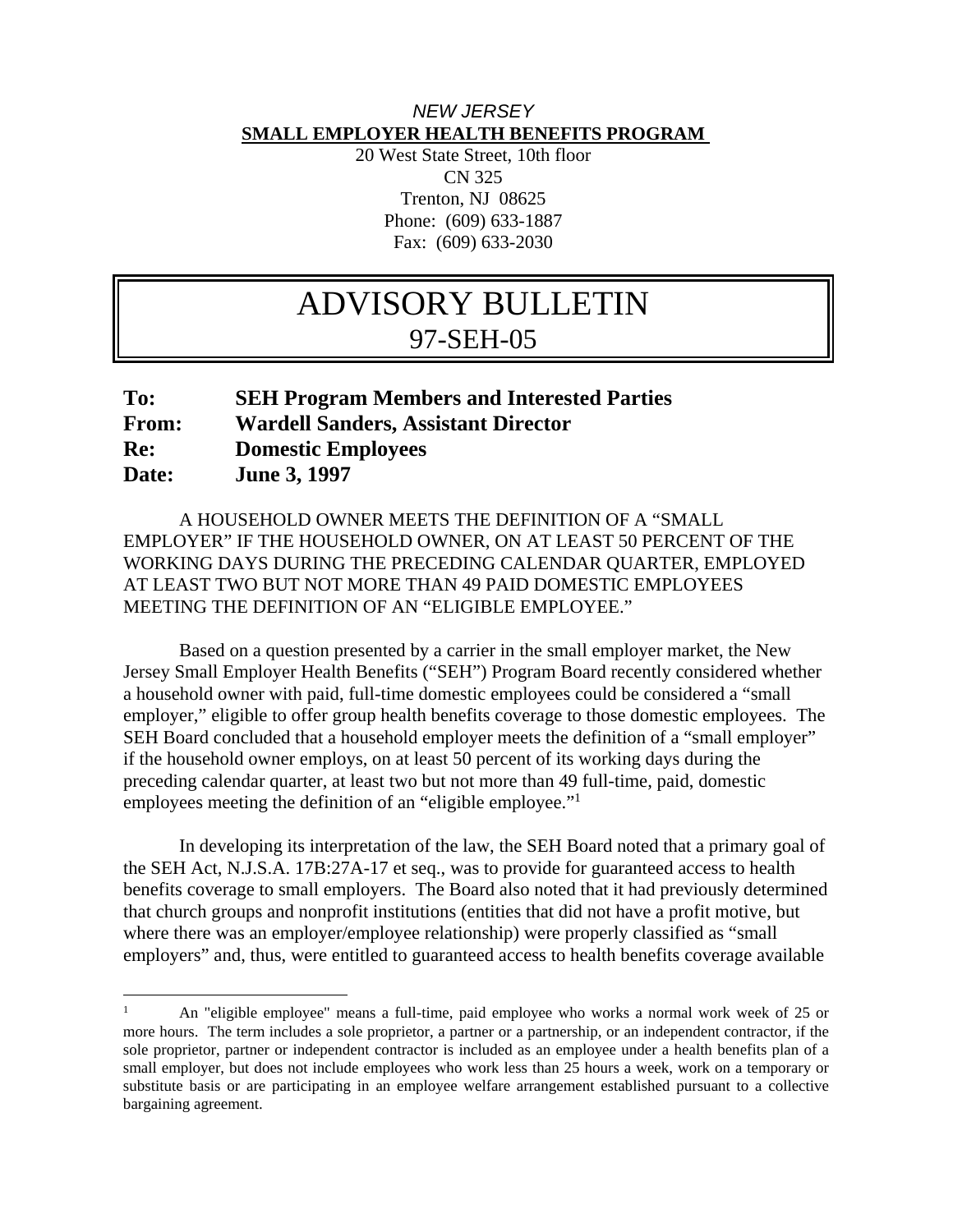*NEW JERSEY*

**SMALL EMPLOYER HEALTH BENEFITS PROGRAM**

20 West State Street, 10th floor
CN 325
Trenton, NJ 08625
Phone: (609) 633-1887
Fax: (609) 633-2030

# ADVISORY BULLETIN
## 97-SEH-05

**To:** **SEH Program Members and Interested Parties**
**From:** **Wardell Sanders, Assistant Director**
**Re:** **Domestic Employees**
**Date:** **June 3, 1997**

A HOUSEHOLD OWNER MEETS THE DEFINITION OF A "SMALL EMPLOYER" IF THE HOUSEHOLD OWNER, ON AT LEAST 50 PERCENT OF THE WORKING DAYS DURING THE PRECEDING CALENDAR QUARTER, EMPLOYED AT LEAST TWO BUT NOT MORE THAN 49 PAID DOMESTIC EMPLOYEES MEETING THE DEFINITION OF AN "ELIGIBLE EMPLOYEE."

Based on a question presented by a carrier in the small employer market, the New Jersey Small Employer Health Benefits ("SEH") Program Board recently considered whether a household owner with paid, full-time domestic employees could be considered a "small employer," eligible to offer group health benefits coverage to those domestic employees. The SEH Board concluded that a household employer meets the definition of a "small employer" if the household owner employs, on at least 50 percent of its working days during the preceding calendar quarter, at least two but not more than 49 full-time, paid, domestic employees meeting the definition of an "eligible employee."[1]

In developing its interpretation of the law, the SEH Board noted that a primary goal of the SEH Act, N.J.S.A. 17B:27A-17 et seq., was to provide for guaranteed access to health benefits coverage to small employers. The Board also noted that it had previously determined that church groups and nonprofit institutions (entities that did not have a profit motive, but where there was an employer/employee relationship) were properly classified as "small employers" and, thus, were entitled to guaranteed access to health benefits coverage available

[1] An "eligible employee" means a full-time, paid employee who works a normal work week of 25 or more hours. The term includes a sole proprietor, a partner or a partnership, or an independent contractor, if the sole proprietor, partner or independent contractor is included as an employee under a health benefits plan of a small employer, but does not include employees who work less than 25 hours a week, work on a temporary or substitute basis or are participating in an employee welfare arrangement established pursuant to a collective bargaining agreement.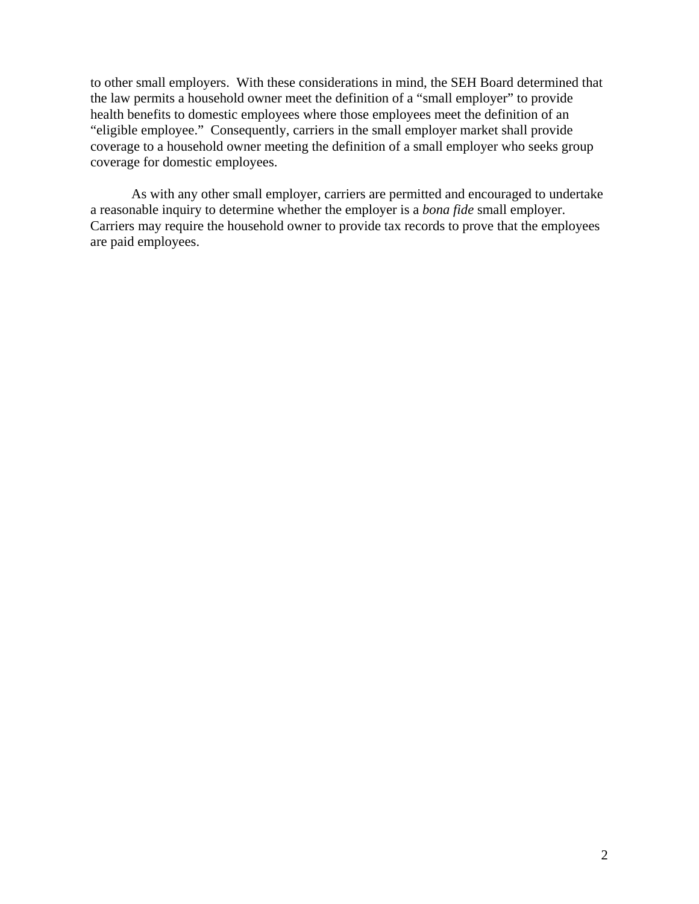to other small employers. With these considerations in mind, the SEH Board determined that the law permits a household owner meet the definition of a "small employer" to provide health benefits to domestic employees where those employees meet the definition of an "eligible employee." Consequently, carriers in the small employer market shall provide coverage to a household owner meeting the definition of a small employer who seeks group coverage for domestic employees.

As with any other small employer, carriers are permitted and encouraged to undertake a reasonable inquiry to determine whether the employer is a *bona fide* small employer. Carriers may require the household owner to provide tax records to prove that the employees are paid employees.